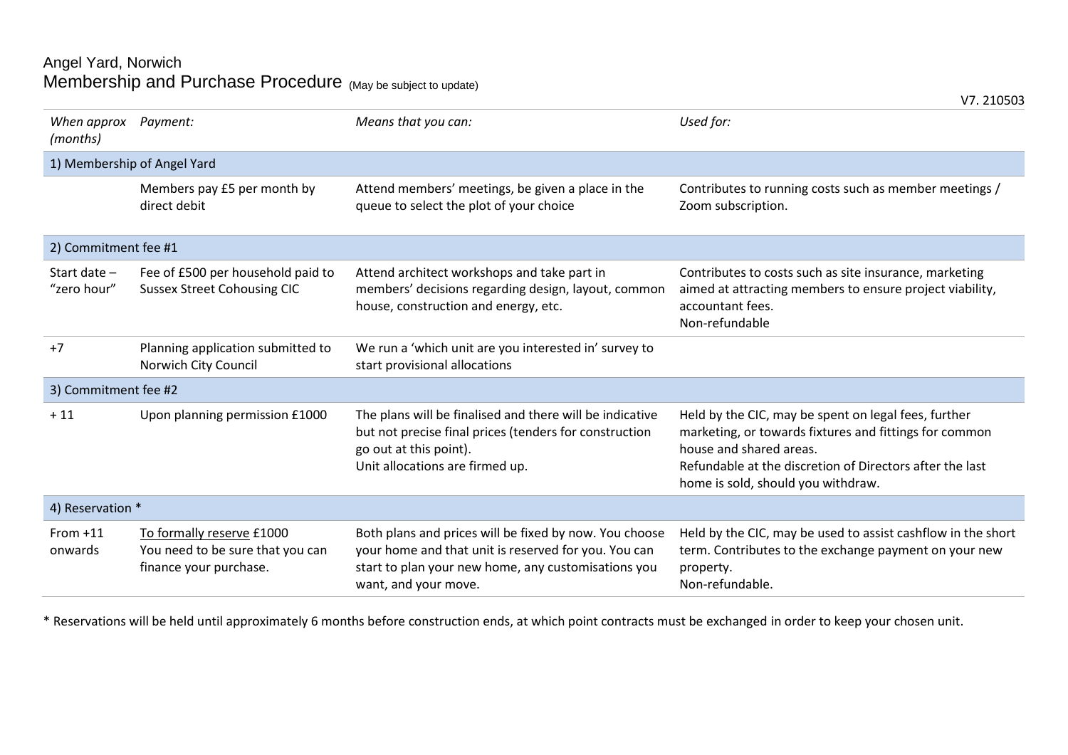# Angel Yard, Norwich

## Membership and Purchase Procedure (May be subject to update)

V7. 210503

| *When approx (months)* | *Payment:* | *Means that you can:* | *Used for:* |
|---|---|---|---|
| **1) Membership of Angel Yard** | | | |
| | Members pay £5 per month by direct debit | Attend members' meetings, be given a place in the queue to select the plot of your choice | Contributes to running costs such as member meetings / Zoom subscription. |
| **2) Commitment fee #1** | | | |
| Start date – "zero hour" | Fee of £500 per household paid to Sussex Street Cohousing CIC | Attend architect workshops and take part in members' decisions regarding design, layout, common house, construction and energy, etc. | Contributes to costs such as site insurance, marketing aimed at attracting members to ensure project viability, accountant fees.<br>Non-refundable |
| +7 | Planning application submitted to Norwich City Council | We run a 'which unit are you interested in' survey to start provisional allocations | |
| **3) Commitment fee #2** | | | |
| + 11 | Upon planning permission £1000 | The plans will be finalised and there will be indicative but not precise final prices (tenders for construction go out at this point).<br>Unit allocations are firmed up. | Held by the CIC, may be spent on legal fees, further marketing, or towards fixtures and fittings for common house and shared areas.<br>Refundable at the discretion of Directors after the last home is sold, should you withdraw. |
| **4) Reservation *** | | | |
| From +11 onwards | To formally reserve £1000<br>You need to be sure that you can finance your purchase. | Both plans and prices will be fixed by now. You choose your home and that unit is reserved for you. You can start to plan your new home, any customisations you want, and your move. | Held by the CIC, may be used to assist cashflow in the short term. Contributes to the exchange payment on your new property.<br>Non-refundable. |

* Reservations will be held until approximately 6 months before construction ends, at which point contracts must be exchanged in order to keep your chosen unit.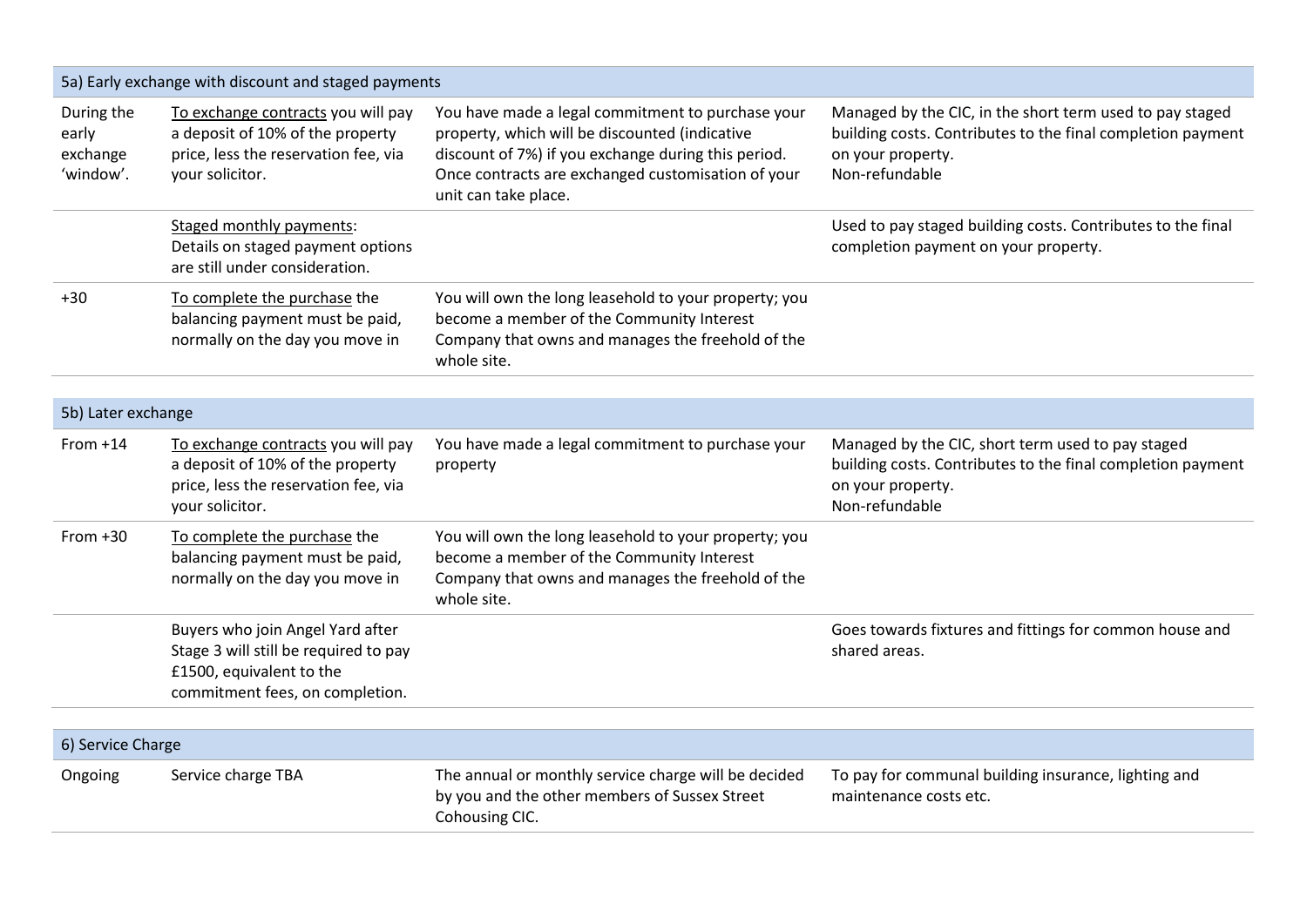| | | | |
|---|---|---|---|
| **5a) Early exchange with discount and staged payments** | | | |
| During the early exchange 'window'. | To exchange contracts you will pay a deposit of 10% of the property price, less the reservation fee, via your solicitor. | You have made a legal commitment to purchase your property, which will be discounted (indicative discount of 7%) if you exchange during this period. Once contracts are exchanged customisation of your unit can take place. | Managed by the CIC, in the short term used to pay staged building costs. Contributes to the final completion payment on your property. Non-refundable |
| | Staged monthly payments: Details on staged payment options are still under consideration. | | Used to pay staged building costs. Contributes to the final completion payment on your property. |
| +30 | To complete the purchase the balancing payment must be paid, normally on the day you move in | You will own the long leasehold to your property; you become a member of the Community Interest Company that owns and manages the freehold of the whole site. | |
| **5b) Later exchange** | | | |
| From +14 | To exchange contracts you will pay a deposit of 10% of the property price, less the reservation fee, via your solicitor. | You have made a legal commitment to purchase your property | Managed by the CIC, short term used to pay staged building costs. Contributes to the final completion payment on your property. Non-refundable |
| From +30 | To complete the purchase the balancing payment must be paid, normally on the day you move in | You will own the long leasehold to your property; you become a member of the Community Interest Company that owns and manages the freehold of the whole site. | |
| | Buyers who join Angel Yard after Stage 3 will still be required to pay £1500, equivalent to the commitment fees, on completion. | | Goes towards fixtures and fittings for common house and shared areas. |
| **6) Service Charge** | | | |
| Ongoing | Service charge TBA | The annual or monthly service charge will be decided by you and the other members of Sussex Street Cohousing CIC. | To pay for communal building insurance, lighting and maintenance costs etc. |